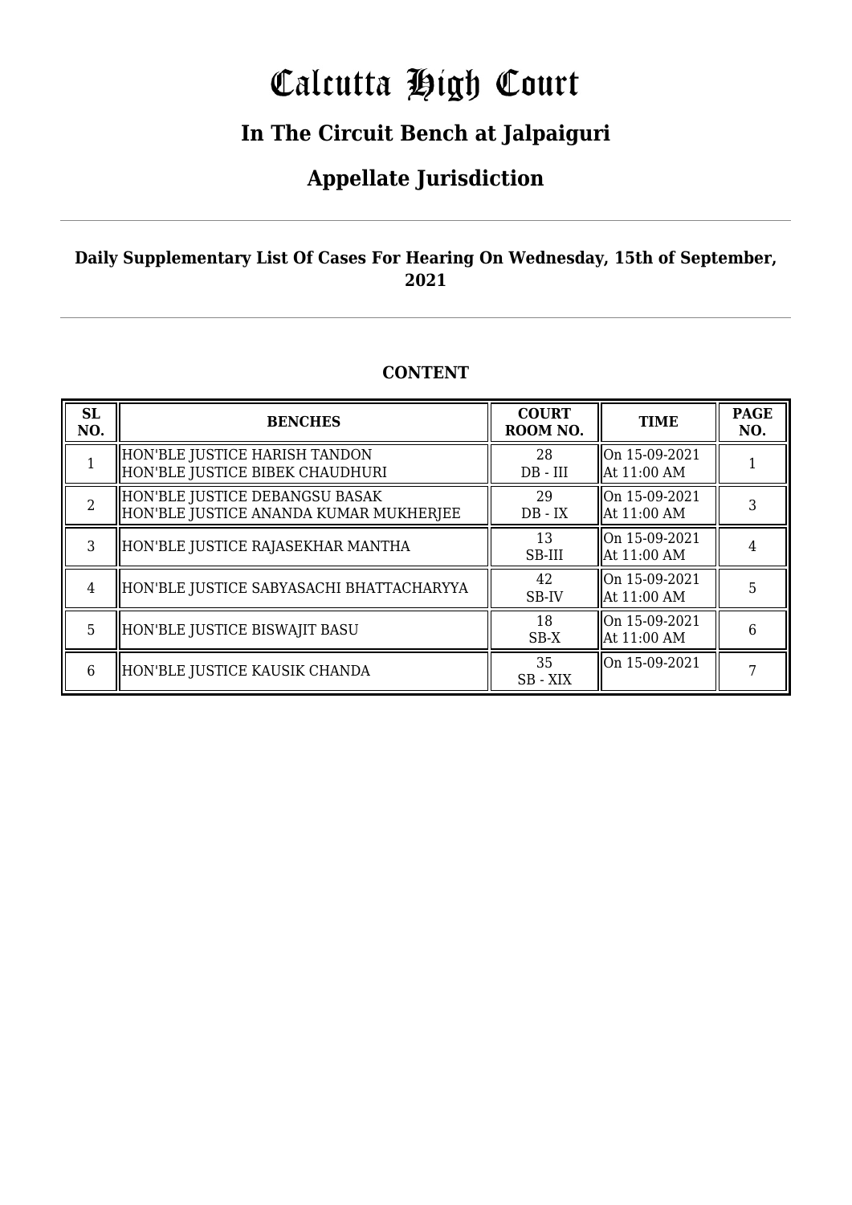# Calcutta High Court

## In The Circuit Bench at Jalpaiguri

## Appellate Jurisdiction

**Daily Supplementary List Of Cases For Hearing On Wednesday, 15th of September, 2021**

### CONTENT

| SL NO. | BENCHES | COURT ROOM NO. | TIME | PAGE NO. |
|---|---|---|---|---|
| 1 | HON'BLE JUSTICE HARISH TANDON<br>HON'BLE JUSTICE BIBEK CHAUDHURI | 28<br>DB - III | On 15-09-2021<br>At 11:00 AM | 1 |
| 2 | HON'BLE JUSTICE DEBANGSU BASAK<br>HON'BLE JUSTICE ANANDA KUMAR MUKHERJEE | 29<br>DB - IX | On 15-09-2021<br>At 11:00 AM | 3 |
| 3 | HON'BLE JUSTICE RAJASEKHAR MANTHA | 13<br>SB-III | On 15-09-2021<br>At 11:00 AM | 4 |
| 4 | HON'BLE JUSTICE SABYASACHI BHATTACHARYYA | 42<br>SB-IV | On 15-09-2021<br>At 11:00 AM | 5 |
| 5 | HON'BLE JUSTICE BISWAJIT BASU | 18<br>SB-X | On 15-09-2021<br>At 11:00 AM | 6 |
| 6 | HON'BLE JUSTICE KAUSIK CHANDA | 35<br>SB - XIX | On 15-09-2021 | 7 |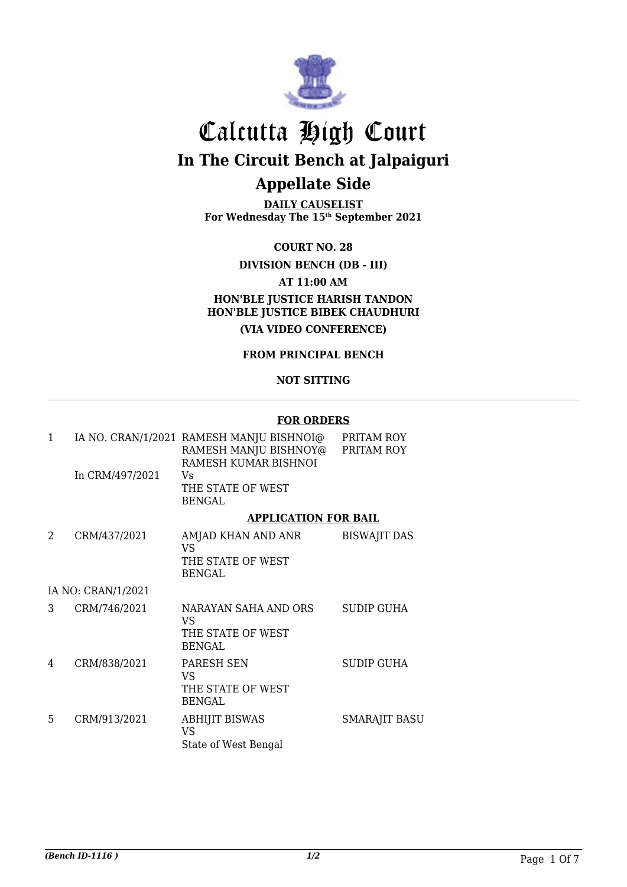# Calcutta High Court

## In The Circuit Bench at Jalpaiguri

## Appellate Side

**DAILY CAUSELIST**
**For Wednesday The 15th September 2021**

**COURT NO. 28**

**DIVISION BENCH (DB - III)**

**AT 11:00 AM**

**HON'BLE JUSTICE HARISH TANDON**
**HON'BLE JUSTICE BIBEK CHAUDHURI**

**(VIA VIDEO CONFERENCE)**

**FROM PRINCIPAL BENCH**

**NOT SITTING**

---

**FOR ORDERS**

| | | | |
|---|---|---|---|
| 1 | IA NO. CRAN/1/2021<br>In CRM/497/2021 | RAMESH MANJU BISHNOI@ RAMESH MANJU BISHNOY@ RAMESH KUMAR BISHNOI<br>Vs<br>THE STATE OF WEST BENGAL | PRITAM ROY<br>PRITAM ROY |

**APPLICATION FOR BAIL**

| | | | |
|---|---|---|---|
| 2 | CRM/437/2021 | AMJAD KHAN AND ANR<br>VS<br>THE STATE OF WEST BENGAL | BISWAJIT DAS |
| | IA NO: CRAN/1/2021 | | |
| 3 | CRM/746/2021 | NARAYAN SAHA AND ORS<br>VS<br>THE STATE OF WEST BENGAL | SUDIP GUHA |
| 4 | CRM/838/2021 | PARESH SEN<br>VS<br>THE STATE OF WEST BENGAL | SUDIP GUHA |
| 5 | CRM/913/2021 | ABHIJIT BISWAS<br>VS<br>State of West Bengal | SMARAJIT BASU |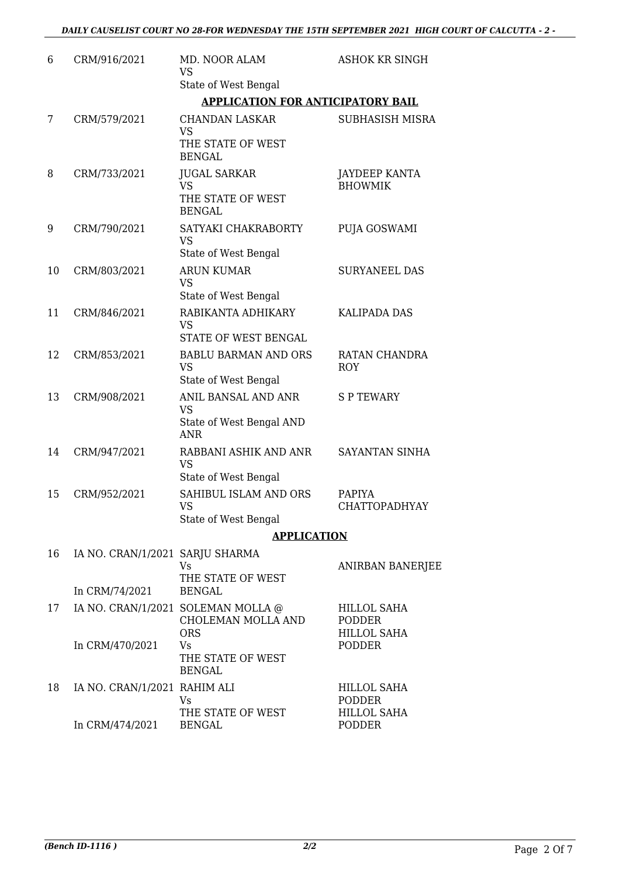| 6 | CRM/916/2021 | MD. NOOR ALAM<br>VS<br>State of West Bengal | ASHOK KR SINGH |
|---|---|---|---|

**APPLICATION FOR ANTICIPATORY BAIL**

| | | | |
|---|---|---|---|
| 7 | CRM/579/2021 | CHANDAN LASKAR<br>VS<br>THE STATE OF WEST BENGAL | SUBHASISH MISRA |
| 8 | CRM/733/2021 | JUGAL SARKAR<br>VS<br>THE STATE OF WEST BENGAL | JAYDEEP KANTA BHOWMIK |
| 9 | CRM/790/2021 | SATYAKI CHAKRABORTY<br>VS<br>State of West Bengal | PUJA GOSWAMI |
| 10 | CRM/803/2021 | ARUN KUMAR<br>VS<br>State of West Bengal | SURYANEEL DAS |
| 11 | CRM/846/2021 | RABIKANTA ADHIKARY<br>VS<br>STATE OF WEST BENGAL | KALIPADA DAS |
| 12 | CRM/853/2021 | BABLU BARMAN AND ORS<br>VS<br>State of West Bengal | RATAN CHANDRA ROY |
| 13 | CRM/908/2021 | ANIL BANSAL AND ANR<br>VS<br>State of West Bengal AND ANR | S P TEWARY |
| 14 | CRM/947/2021 | RABBANI ASHIK AND ANR<br>VS<br>State of West Bengal | SAYANTAN SINHA |
| 15 | CRM/952/2021 | SAHIBUL ISLAM AND ORS<br>VS<br>State of West Bengal | PAPIYA CHATTOPADHYAY |

**APPLICATION**

| | | | |
|---|---|---|---|
| 16 | IA NO. CRAN/1/2021<br>In CRM/74/2021 | SARJU SHARMA<br>Vs<br>THE STATE OF WEST BENGAL | ANIRBAN BANERJEE |
| 17 | IA NO. CRAN/1/2021<br>In CRM/470/2021 | SOLEMAN MOLLA @ CHOLEMAN MOLLA AND ORS<br>Vs<br>THE STATE OF WEST BENGAL | HILLOL SAHA PODDER<br>HILLOL SAHA PODDER |
| 18 | IA NO. CRAN/1/2021<br>In CRM/474/2021 | RAHIM ALI<br>Vs<br>THE STATE OF WEST BENGAL | HILLOL SAHA PODDER<br>HILLOL SAHA PODDER |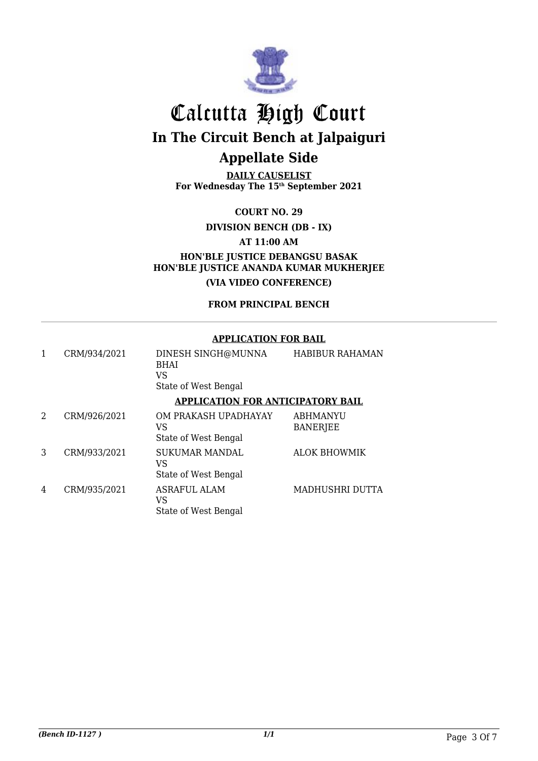# Calcutta High Court

## In The Circuit Bench at Jalpaiguri

## Appellate Side

**DAILY CAUSELIST**
**For Wednesday The 15th September 2021**

**COURT NO. 29**

**DIVISION BENCH (DB - IX)**

**AT 11:00 AM**

**HON'BLE JUSTICE DEBANGSU BASAK**
**HON'BLE JUSTICE ANANDA KUMAR MUKHERJEE**

**(VIA VIDEO CONFERENCE)**

**FROM PRINCIPAL BENCH**

**APPLICATION FOR BAIL**

| | | | |
|---|---|---|---|
| 1 | CRM/934/2021 | DINESH SINGH@MUNNA BHAI VS State of West Bengal | HABIBUR RAHAMAN |

**APPLICATION FOR ANTICIPATORY BAIL**

| | | | |
|---|---|---|---|
| 2 | CRM/926/2021 | OM PRAKASH UPADHAYAY VS State of West Bengal | ABHMANYU BANERJEE |
| 3 | CRM/933/2021 | SUKUMAR MANDAL VS State of West Bengal | ALOK BHOWMIK |
| 4 | CRM/935/2021 | ASRAFUL ALAM VS State of West Bengal | MADHUSHRI DUTTA |

*(Bench ID-1127 )* 1/1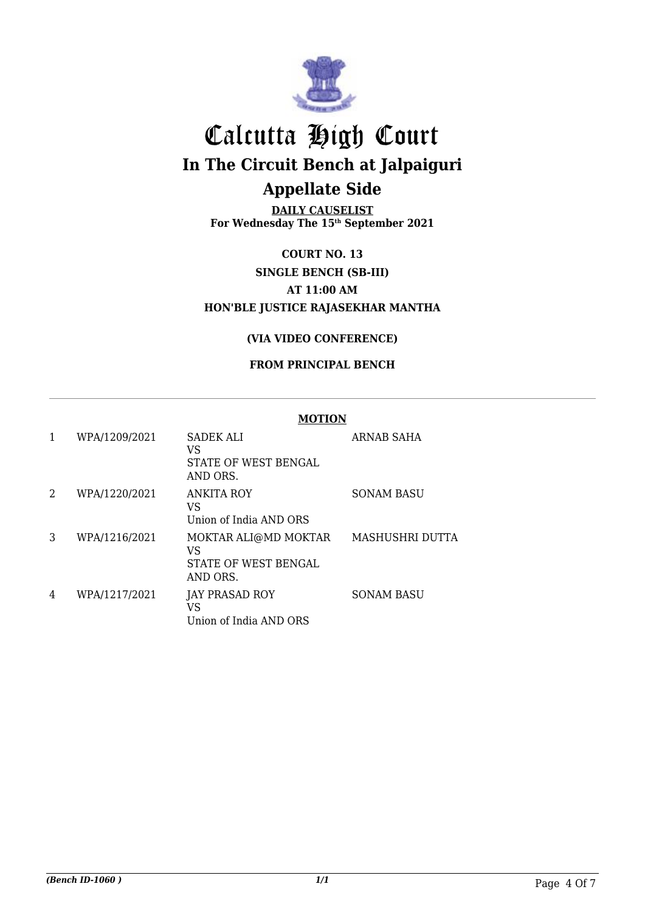# Calcutta High Court

## In The Circuit Bench at Jalpaiguri

## Appellate Side

**DAILY CAUSELIST**
**For Wednesday The 15th September 2021**

**COURT NO. 13**

**SINGLE BENCH (SB-III)**

**AT 11:00 AM**

**HON'BLE JUSTICE RAJASEKHAR MANTHA**

**(VIA VIDEO CONFERENCE)**

**FROM PRINCIPAL BENCH**

**MOTION**

| | | | |
|---|---|---|---|
| 1 | WPA/1209/2021 | SADEK ALI<br>VS<br>STATE OF WEST BENGAL AND ORS. | ARNAB SAHA |
| 2 | WPA/1220/2021 | ANKITA ROY<br>VS<br>Union of India AND ORS | SONAM BASU |
| 3 | WPA/1216/2021 | MOKTAR ALI@MD MOKTAR<br>VS<br>STATE OF WEST BENGAL AND ORS. | MASHUSHRI DUTTA |
| 4 | WPA/1217/2021 | JAY PRASAD ROY<br>VS<br>Union of India AND ORS | SONAM BASU |

*(Bench ID-1060 )* 1/1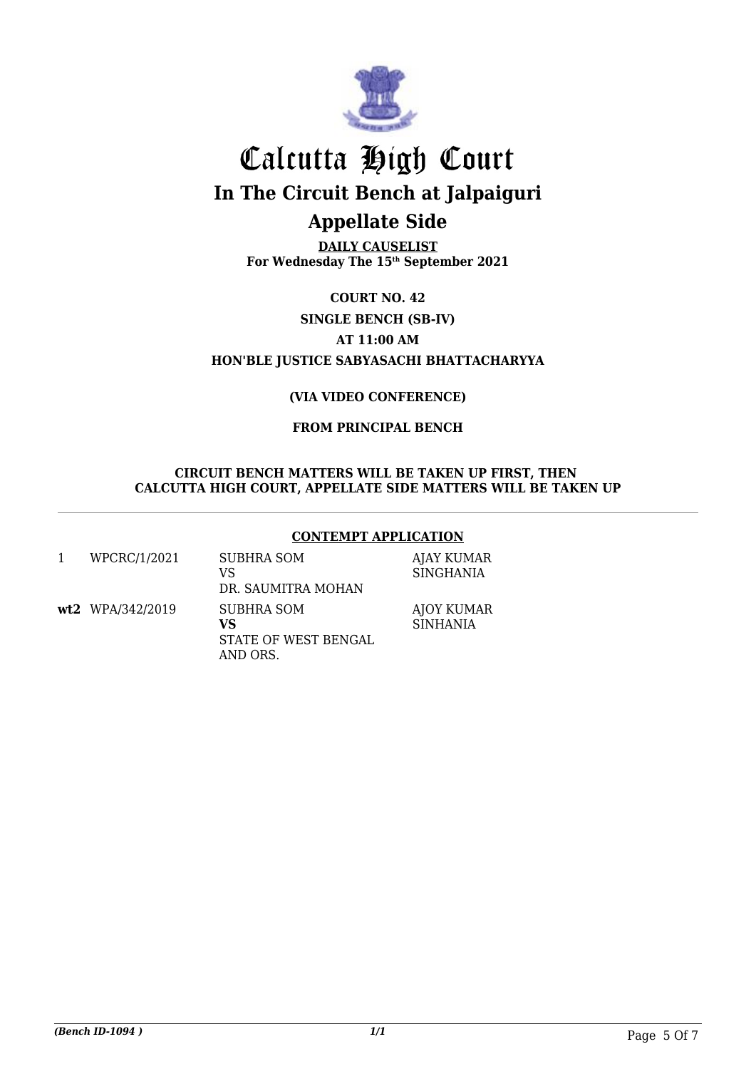# Calcutta High Court

## In The Circuit Bench at Jalpaiguri

## Appellate Side

**DAILY CAUSELIST**
**For Wednesday The 15th September 2021**

**COURT NO. 42**

**SINGLE BENCH (SB-IV)**

**AT 11:00 AM**

**HON'BLE JUSTICE SABYASACHI BHATTACHARYYA**

**(VIA VIDEO CONFERENCE)**

**FROM PRINCIPAL BENCH**

**CIRCUIT BENCH MATTERS WILL BE TAKEN UP FIRST, THEN CALCUTTA HIGH COURT, APPELLATE SIDE MATTERS WILL BE TAKEN UP**

**CONTEMPT APPLICATION**

| | | | |
|---|---|---|---|
| 1 | WPCRC/1/2021 | SUBHRA SOM<br>VS<br>DR. SAUMITRA MOHAN | AJAY KUMAR SINGHANIA |
| **wt2** | WPA/342/2019 | SUBHRA SOM<br>**VS**<br>STATE OF WEST BENGAL AND ORS. | AJOY KUMAR SINHANIA |

*(Bench ID-1094 )*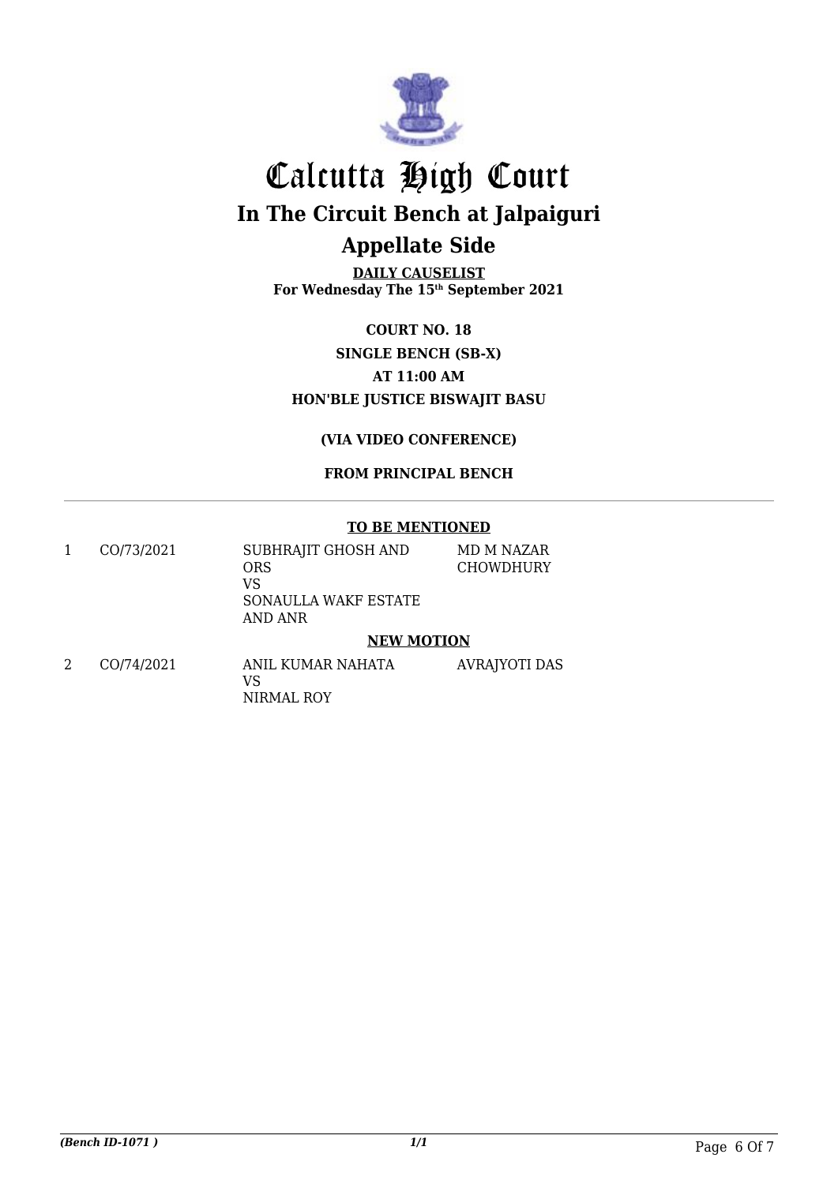# Calcutta High Court

## In The Circuit Bench at Jalpaiguri

## Appellate Side

**DAILY CAUSELIST**
**For Wednesday The 15th September 2021**

**COURT NO. 18**
**SINGLE BENCH (SB-X)**
**AT 11:00 AM**
**HON'BLE JUSTICE BISWAJIT BASU**

**(VIA VIDEO CONFERENCE)**

**FROM PRINCIPAL BENCH**

---

**TO BE MENTIONED**

| | | | |
|---|---|---|---|
| 1 | CO/73/2021 | SUBHRAJIT GHOSH AND ORS VS SONAULLA WAKF ESTATE AND ANR | MD M NAZAR CHOWDHURY |

**NEW MOTION**

| | | | |
|---|---|---|---|
| 2 | CO/74/2021 | ANIL KUMAR NAHATA VS NIRMAL ROY | AVRAJYOTI DAS |

*(Bench ID-1071 )*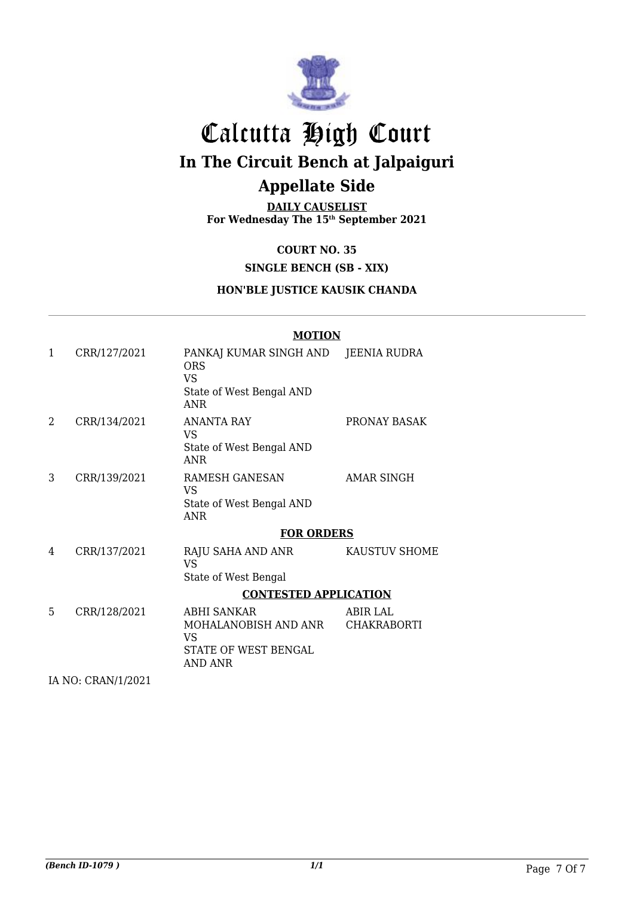# Calcutta High Court

## In The Circuit Bench at Jalpaiguri

## Appellate Side

**DAILY CAUSELIST**
**For Wednesday The 15th September 2021**

**COURT NO. 35**

**SINGLE BENCH (SB - XIX)**

**HON'BLE JUSTICE KAUSIK CHANDA**

**MOTION**

| | | | |
|---|---|---|---|
| 1 | CRR/127/2021 | PANKAJ KUMAR SINGH AND ORS VS State of West Bengal AND ANR | JEENIA RUDRA |
| 2 | CRR/134/2021 | ANANTA RAY VS State of West Bengal AND ANR | PRONAY BASAK |
| 3 | CRR/139/2021 | RAMESH GANESAN VS State of West Bengal AND ANR | AMAR SINGH |

**FOR ORDERS**

| | | | |
|---|---|---|---|
| 4 | CRR/137/2021 | RAJU SAHA AND ANR VS State of West Bengal | KAUSTUV SHOME |

**CONTESTED APPLICATION**

| | | | |
|---|---|---|---|
| 5 | CRR/128/2021 | ABHI SANKAR MOHALANOBISH AND ANR VS STATE OF WEST BENGAL AND ANR | ABIR LAL CHAKRABORTI |

IA NO: CRAN/1/2021

*(Bench ID-1079 )*